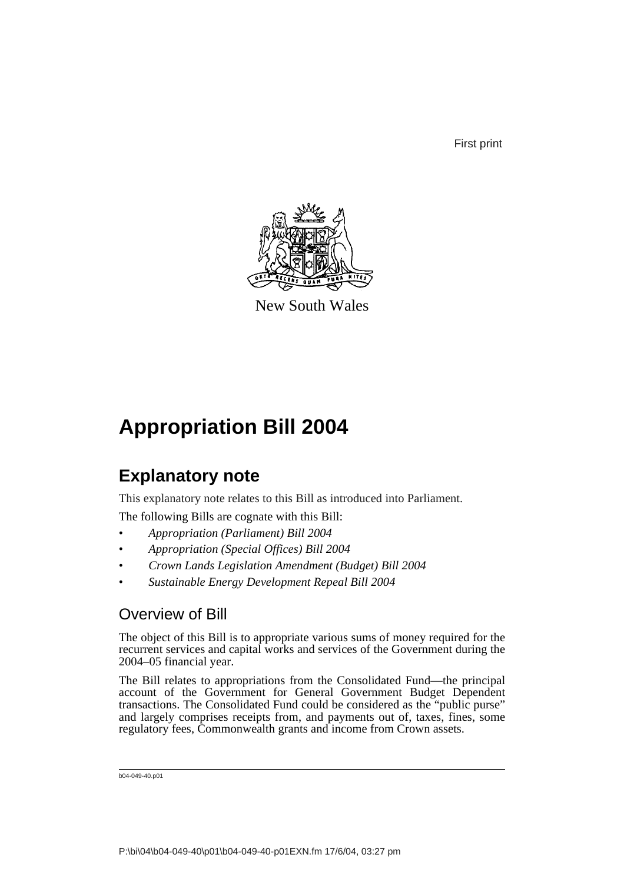First print

New South Wales

# Appropriation Bill 2004

## Explanatory note

This explanatory note relates to this Bill as introduced into Parliament.

The following Bills are cognate with this Bill:

- *Appropriation (Parliament) Bill 2004*
- *Appropriation (Special Offices) Bill 2004*
- *Crown Lands Legislation Amendment (Budget) Bill 2004*
- *Sustainable Energy Development Repeal Bill 2004*

### Overview of Bill

The object of this Bill is to appropriate various sums of money required for the recurrent services and capital works and services of the Government during the 2004–05 financial year.

The Bill relates to appropriations from the Consolidated Fund—the principal account of the Government for General Government Budget Dependent transactions. The Consolidated Fund could be considered as the "public purse" and largely comprises receipts from, and payments out of, taxes, fines, some regulatory fees, Commonwealth grants and income from Crown assets.

b04-049-40.p01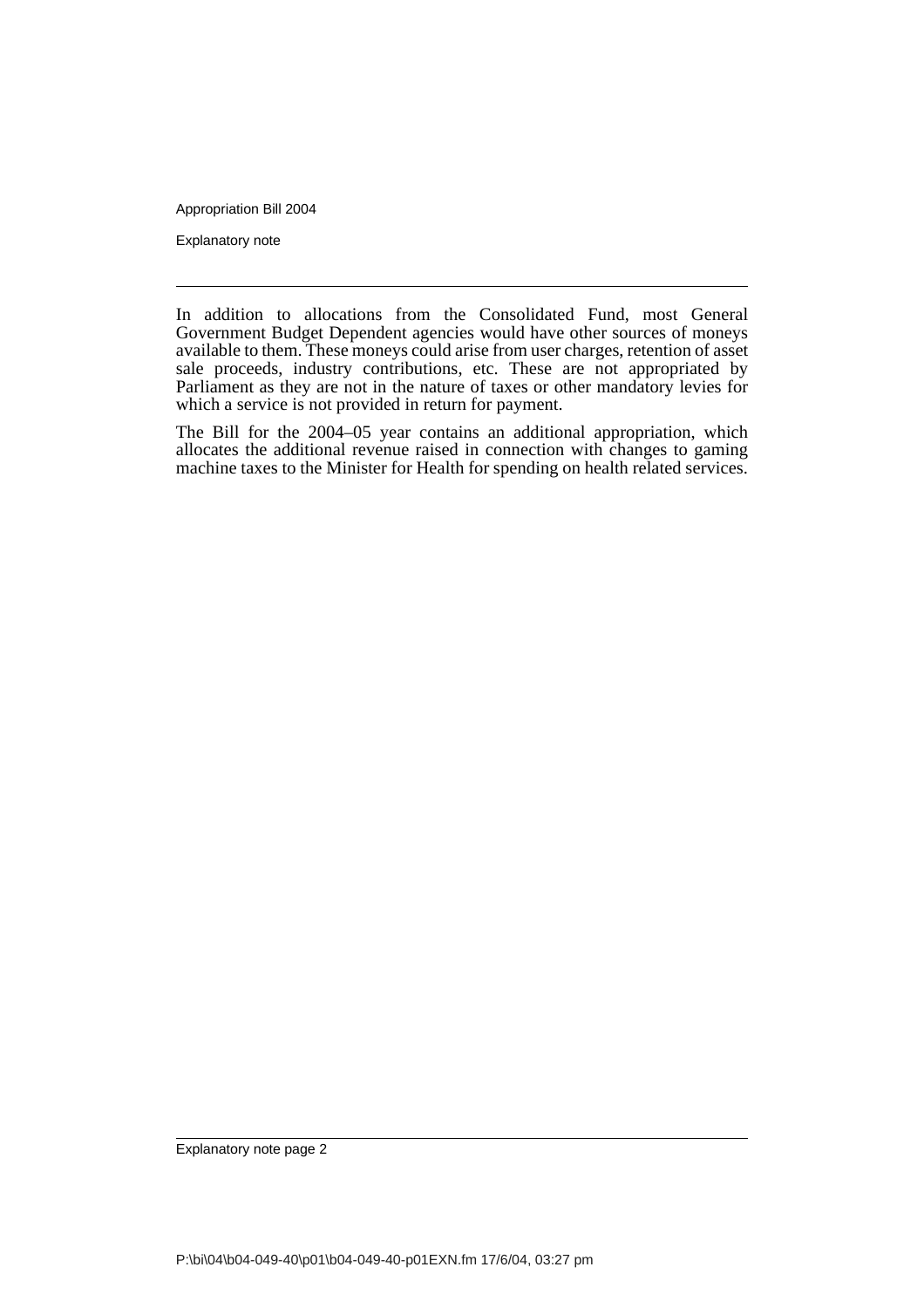In addition to allocations from the Consolidated Fund, most General Government Budget Dependent agencies would have other sources of moneys available to them. These moneys could arise from user charges, retention of asset sale proceeds, industry contributions, etc. These are not appropriated by Parliament as they are not in the nature of taxes or other mandatory levies for which a service is not provided in return for payment.

The Bill for the 2004–05 year contains an additional appropriation, which allocates the additional revenue raised in connection with changes to gaming machine taxes to the Minister for Health for spending on health related services.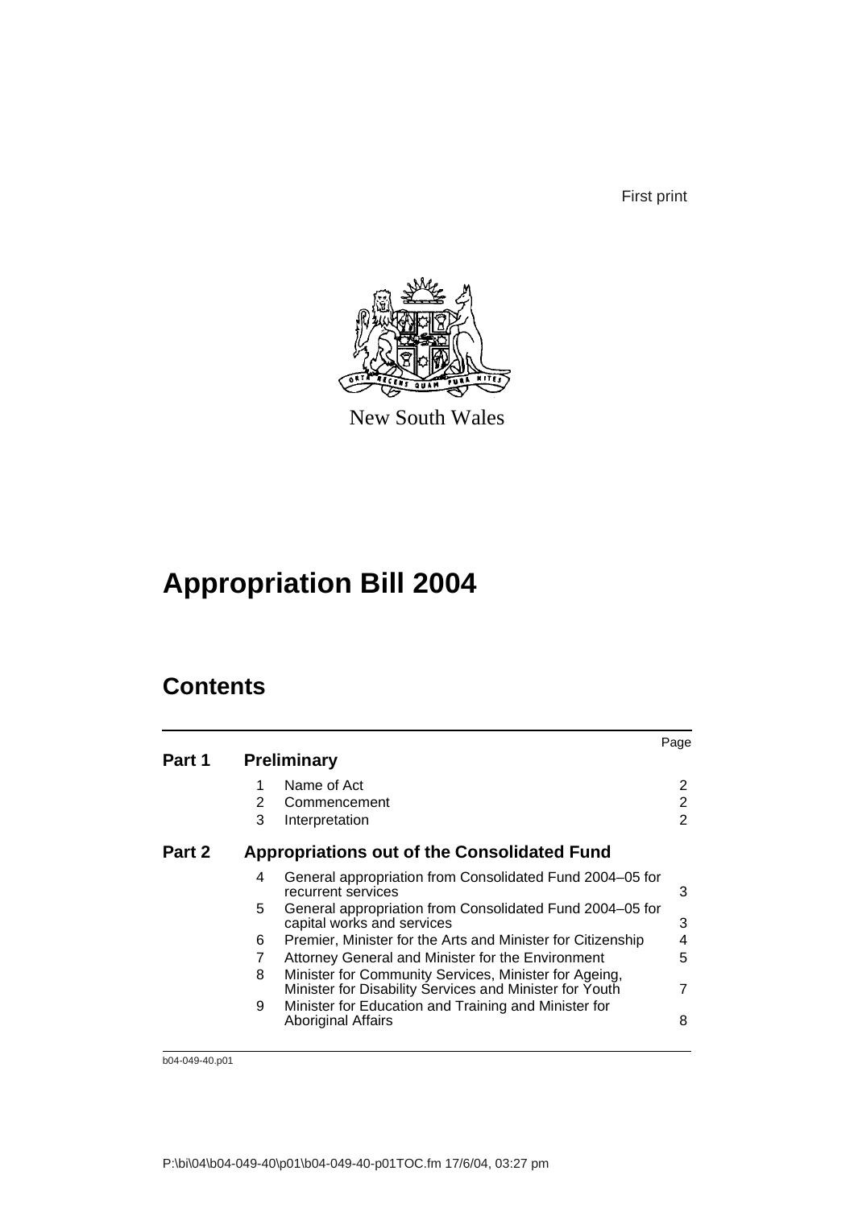First print

New South Wales

# Appropriation Bill 2004

## Contents

| | | | Page |
|---|---|---|---|
| **Part 1** | **Preliminary** | | |
| | 1 | Name of Act | 2 |
| | 2 | Commencement | 2 |
| | 3 | Interpretation | 2 |
| **Part 2** | **Appropriations out of the Consolidated Fund** | | |
| | 4 | General appropriation from Consolidated Fund 2004–05 for recurrent services | 3 |
| | 5 | General appropriation from Consolidated Fund 2004–05 for capital works and services | 3 |
| | 6 | Premier, Minister for the Arts and Minister for Citizenship | 4 |
| | 7 | Attorney General and Minister for the Environment | 5 |
| | 8 | Minister for Community Services, Minister for Ageing, Minister for Disability Services and Minister for Youth | 7 |
| | 9 | Minister for Education and Training and Minister for Aboriginal Affairs | 8 |

b04-049-40.p01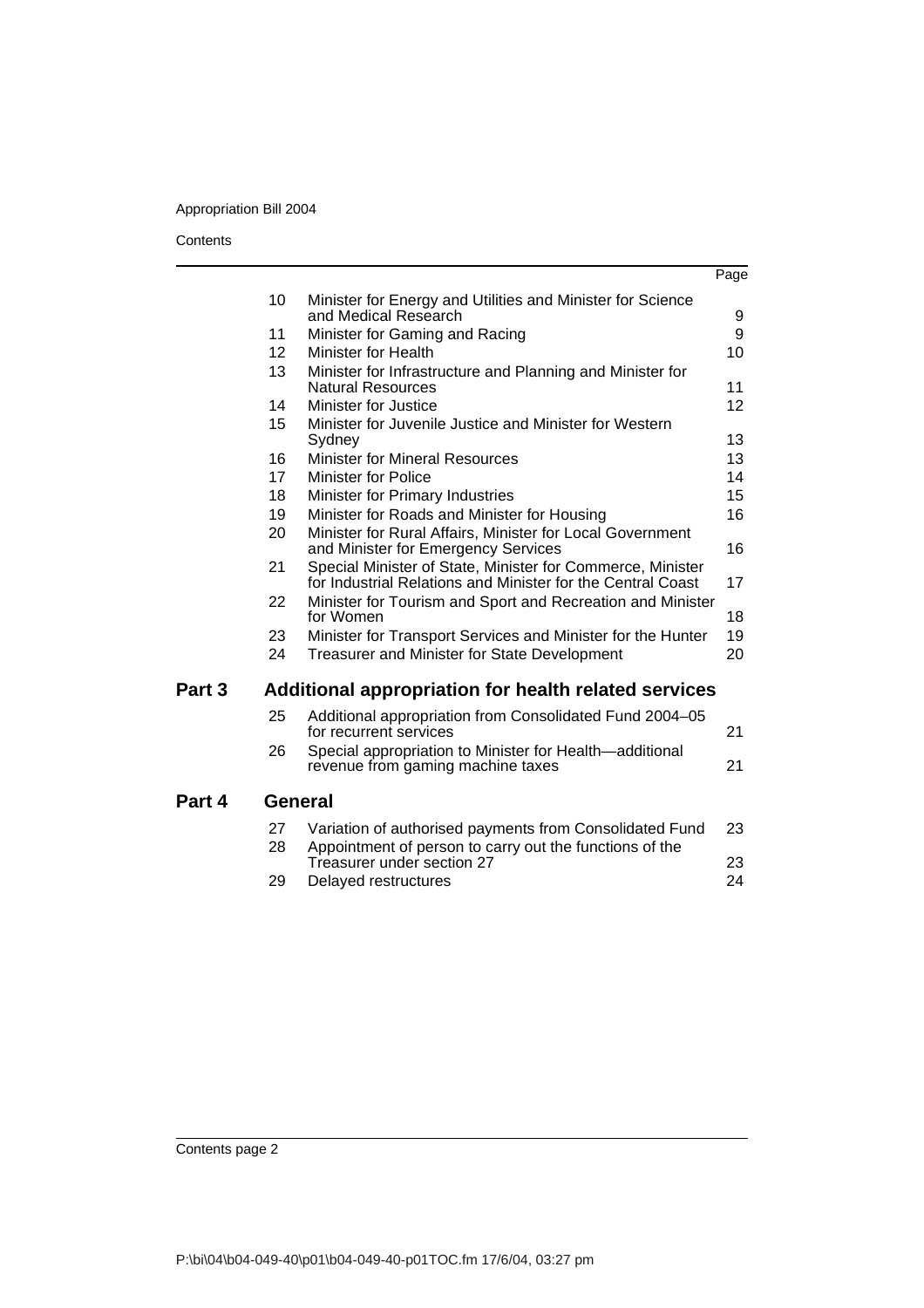| | | | Page |
|---|---|---|---|
| | 10 | Minister for Energy and Utilities and Minister for Science and Medical Research | 9 |
| | 11 | Minister for Gaming and Racing | 9 |
| | 12 | Minister for Health | 10 |
| | 13 | Minister for Infrastructure and Planning and Minister for Natural Resources | 11 |
| | 14 | Minister for Justice | 12 |
| | 15 | Minister for Juvenile Justice and Minister for Western Sydney | 13 |
| | 16 | Minister for Mineral Resources | 13 |
| | 17 | Minister for Police | 14 |
| | 18 | Minister for Primary Industries | 15 |
| | 19 | Minister for Roads and Minister for Housing | 16 |
| | 20 | Minister for Rural Affairs, Minister for Local Government and Minister for Emergency Services | 16 |
| | 21 | Special Minister of State, Minister for Commerce, Minister for Industrial Relations and Minister for the Central Coast | 17 |
| | 22 | Minister for Tourism and Sport and Recreation and Minister for Women | 18 |
| | 23 | Minister for Transport Services and Minister for the Hunter | 19 |
| | 24 | Treasurer and Minister for State Development | 20 |
| **Part 3** | **Additional appropriation for health related services** | | |
| | 25 | Additional appropriation from Consolidated Fund 2004–05 for recurrent services | 21 |
| | 26 | Special appropriation to Minister for Health—additional revenue from gaming machine taxes | 21 |
| **Part 4** | **General** | | |
| | 27 | Variation of authorised payments from Consolidated Fund | 23 |
| | 28 | Appointment of person to carry out the functions of the Treasurer under section 27 | 23 |
| | 29 | Delayed restructures | 24 |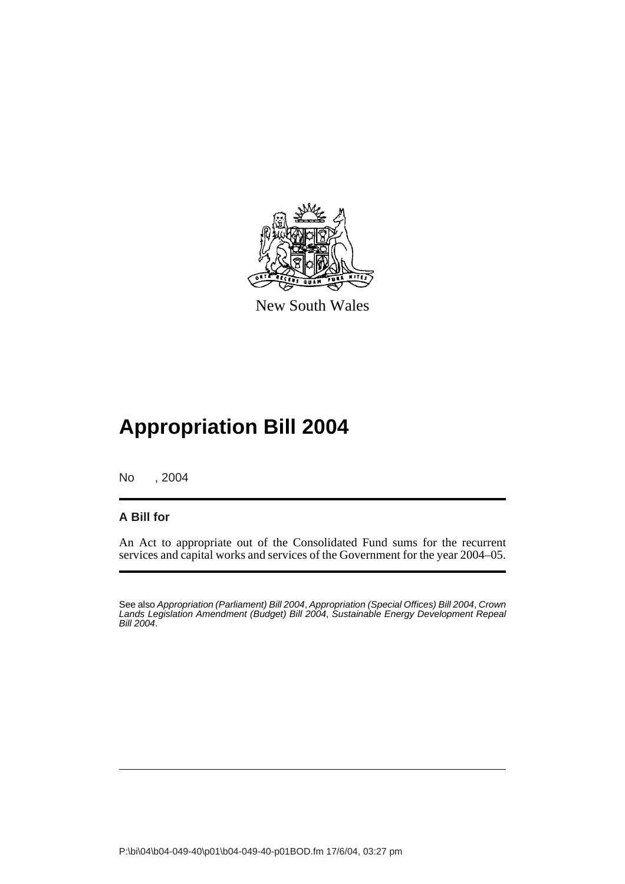New South Wales

# Appropriation Bill 2004

No , 2004

**A Bill for**

An Act to appropriate out of the Consolidated Fund sums for the recurrent services and capital works and services of the Government for the year 2004–05.

See also *Appropriation (Parliament) Bill 2004*, *Appropriation (Special Offices) Bill 2004*, *Crown Lands Legislation Amendment (Budget) Bill 2004*, *Sustainable Energy Development Repeal Bill 2004*.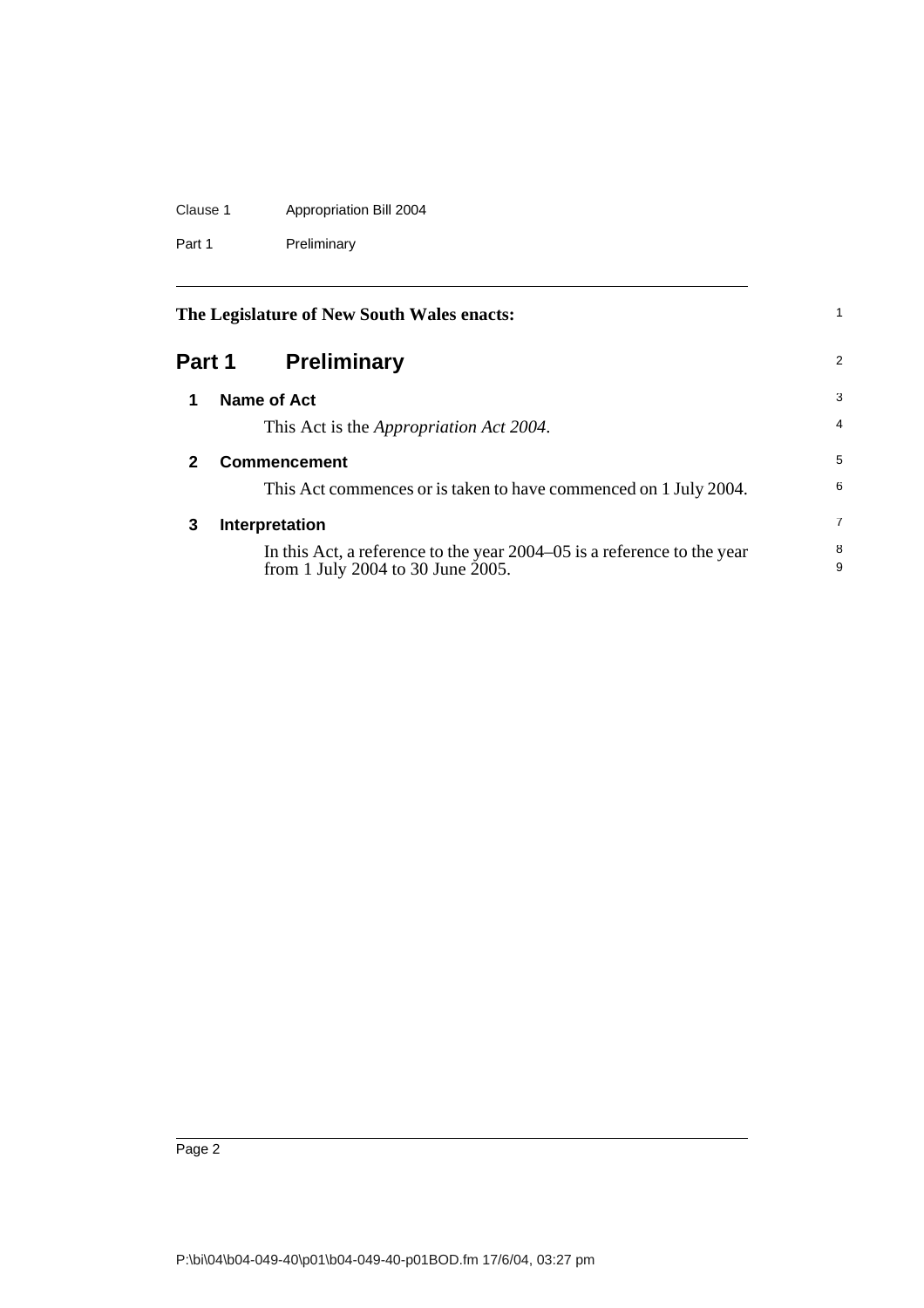The Legislature of New South Wales enacts:

# Part 1 Preliminary

## 1 Name of Act

This Act is the *Appropriation Act 2004*.

## 2 Commencement

This Act commences or is taken to have commenced on 1 July 2004.

## 3 Interpretation

In this Act, a reference to the year 2004–05 is a reference to the year from 1 July 2004 to 30 June 2005.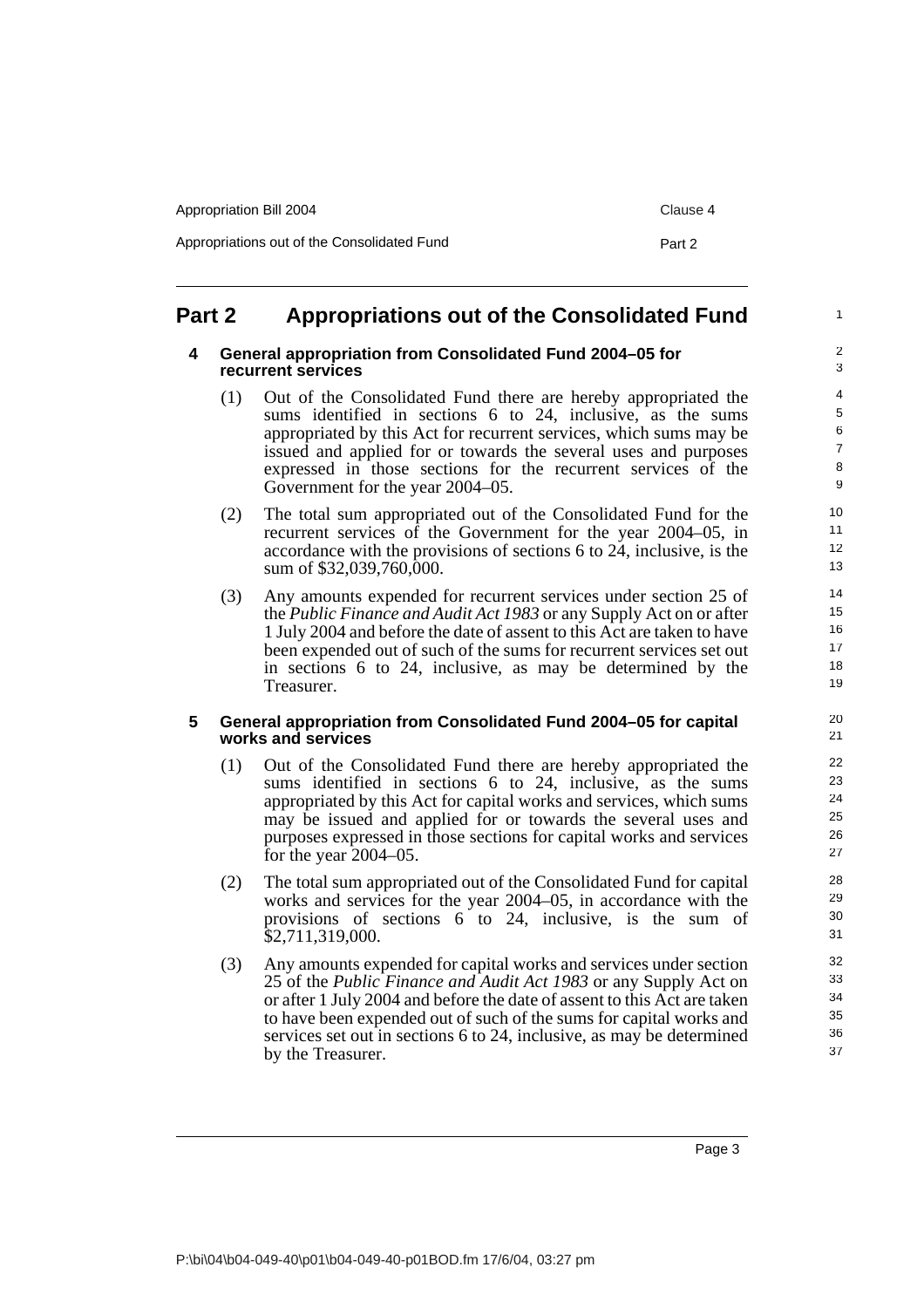# Part 2 Appropriations out of the Consolidated Fund

## 4 General appropriation from Consolidated Fund 2004–05 for recurrent services

(1) Out of the Consolidated Fund there are hereby appropriated the sums identified in sections 6 to 24, inclusive, as the sums appropriated by this Act for recurrent services, which sums may be issued and applied for or towards the several uses and purposes expressed in those sections for the recurrent services of the Government for the year 2004–05.

(2) The total sum appropriated out of the Consolidated Fund for the recurrent services of the Government for the year 2004–05, in accordance with the provisions of sections 6 to 24, inclusive, is the sum of $32,039,760,000.

(3) Any amounts expended for recurrent services under section 25 of the *Public Finance and Audit Act 1983* or any Supply Act on or after 1 July 2004 and before the date of assent to this Act are taken to have been expended out of such of the sums for recurrent services set out in sections 6 to 24, inclusive, as may be determined by the Treasurer.

## 5 General appropriation from Consolidated Fund 2004–05 for capital works and services

(1) Out of the Consolidated Fund there are hereby appropriated the sums identified in sections 6 to 24, inclusive, as the sums appropriated by this Act for capital works and services, which sums may be issued and applied for or towards the several uses and purposes expressed in those sections for capital works and services for the year 2004–05.

(2) The total sum appropriated out of the Consolidated Fund for capital works and services for the year 2004–05, in accordance with the provisions of sections 6 to 24, inclusive, is the sum of $2,711,319,000.

(3) Any amounts expended for capital works and services under section 25 of the *Public Finance and Audit Act 1983* or any Supply Act on or after 1 July 2004 and before the date of assent to this Act are taken to have been expended out of such of the sums for capital works and services set out in sections 6 to 24, inclusive, as may be determined by the Treasurer.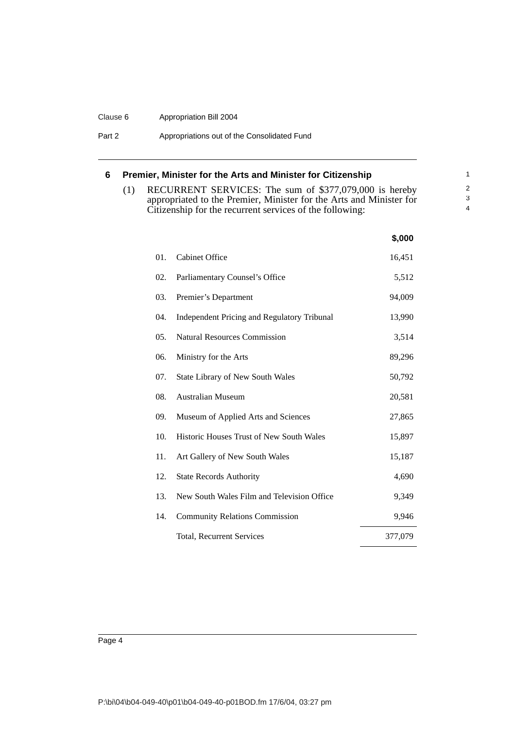## 6 Premier, Minister for the Arts and Minister for Citizenship

(1) RECURRENT SERVICES: The sum of $377,079,000 is hereby appropriated to the Premier, Minister for the Arts and Minister for Citizenship for the recurrent services of the following:

| | | $,000 |
|---|---|---|
| 01. | Cabinet Office | 16,451 |
| 02. | Parliamentary Counsel's Office | 5,512 |
| 03. | Premier's Department | 94,009 |
| 04. | Independent Pricing and Regulatory Tribunal | 13,990 |
| 05. | Natural Resources Commission | 3,514 |
| 06. | Ministry for the Arts | 89,296 |
| 07. | State Library of New South Wales | 50,792 |
| 08. | Australian Museum | 20,581 |
| 09. | Museum of Applied Arts and Sciences | 27,865 |
| 10. | Historic Houses Trust of New South Wales | 15,897 |
| 11. | Art Gallery of New South Wales | 15,187 |
| 12. | State Records Authority | 4,690 |
| 13. | New South Wales Film and Television Office | 9,349 |
| 14. | Community Relations Commission | 9,946 |
| | Total, Recurrent Services | 377,079 |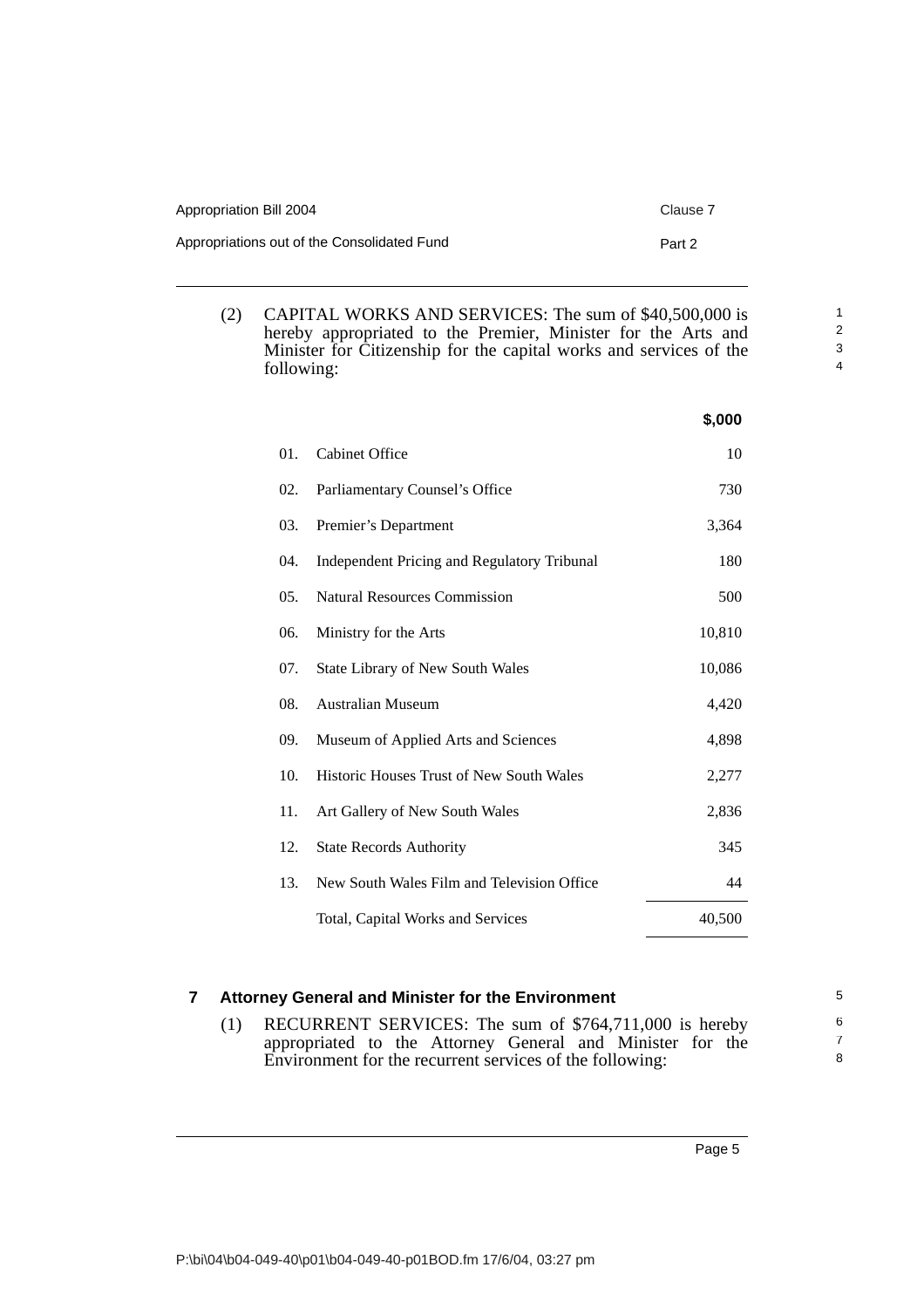(2) CAPITAL WORKS AND SERVICES: The sum of $40,500,000 is hereby appropriated to the Premier, Minister for the Arts and Minister for Citizenship for the capital works and services of the following:

| | | $,000 |
|---|---|---|
| 01. | Cabinet Office | 10 |
| 02. | Parliamentary Counsel's Office | 730 |
| 03. | Premier's Department | 3,364 |
| 04. | Independent Pricing and Regulatory Tribunal | 180 |
| 05. | Natural Resources Commission | 500 |
| 06. | Ministry for the Arts | 10,810 |
| 07. | State Library of New South Wales | 10,086 |
| 08. | Australian Museum | 4,420 |
| 09. | Museum of Applied Arts and Sciences | 4,898 |
| 10. | Historic Houses Trust of New South Wales | 2,277 |
| 11. | Art Gallery of New South Wales | 2,836 |
| 12. | State Records Authority | 345 |
| 13. | New South Wales Film and Television Office | 44 |
| | Total, Capital Works and Services | 40,500 |

### 7 Attorney General and Minister for the Environment

(1) RECURRENT SERVICES: The sum of $764,711,000 is hereby appropriated to the Attorney General and Minister for the Environment for the recurrent services of the following: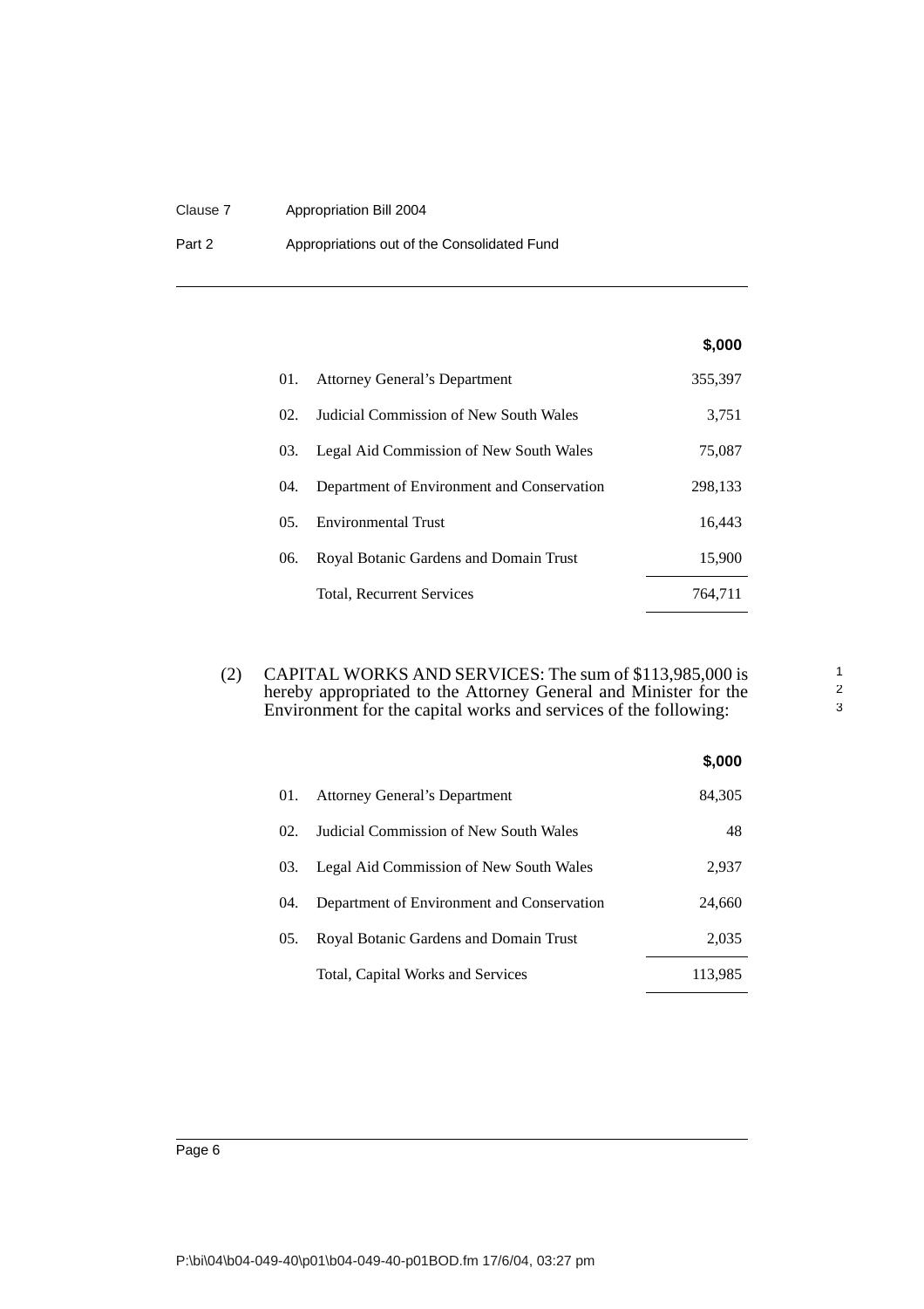| | | $,000 |
|---|---|---|
| 01. | Attorney General’s Department | 355,397 |
| 02. | Judicial Commission of New South Wales | 3,751 |
| 03. | Legal Aid Commission of New South Wales | 75,087 |
| 04. | Department of Environment and Conservation | 298,133 |
| 05. | Environmental Trust | 16,443 |
| 06. | Royal Botanic Gardens and Domain Trust | 15,900 |
| | Total, Recurrent Services | 764,711 |

(2) CAPITAL WORKS AND SERVICES: The sum of $113,985,000 is hereby appropriated to the Attorney General and Minister for the Environment for the capital works and services of the following:

| | | $,000 |
|---|---|---|
| 01. | Attorney General’s Department | 84,305 |
| 02. | Judicial Commission of New South Wales | 48 |
| 03. | Legal Aid Commission of New South Wales | 2,937 |
| 04. | Department of Environment and Conservation | 24,660 |
| 05. | Royal Botanic Gardens and Domain Trust | 2,035 |
| | Total, Capital Works and Services | 113,985 |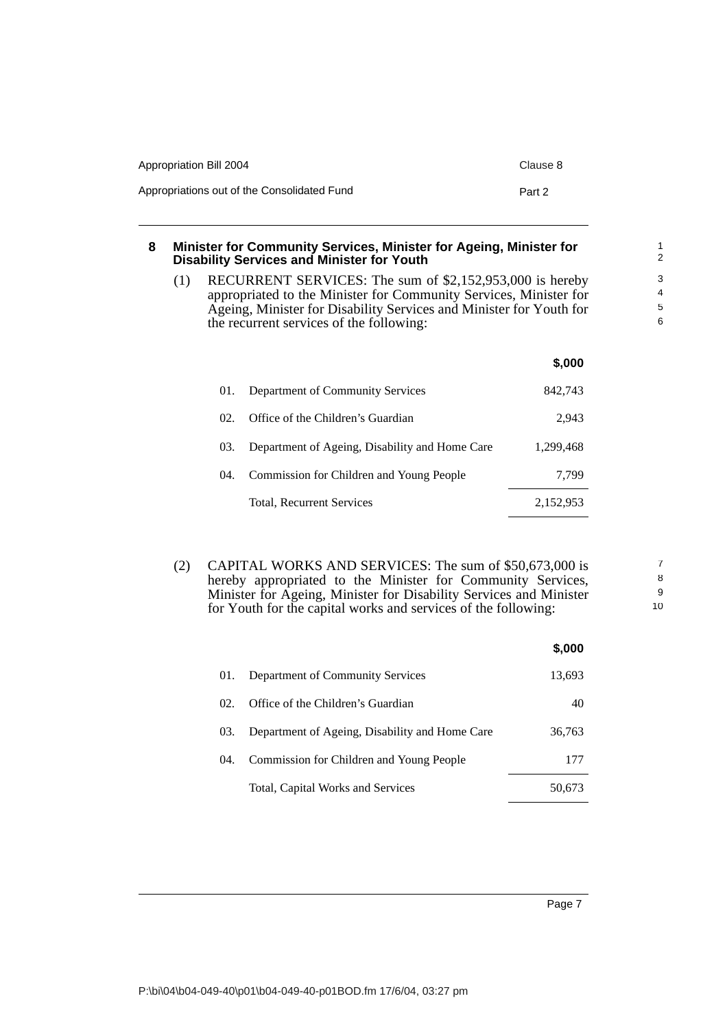## 8 Minister for Community Services, Minister for Ageing, Minister for Disability Services and Minister for Youth

(1) RECURRENT SERVICES: The sum of $2,152,953,000 is hereby appropriated to the Minister for Community Services, Minister for Ageing, Minister for Disability Services and Minister for Youth for the recurrent services of the following:

| | | $,000 |
|---|---|---|
| 01. | Department of Community Services | 842,743 |
| 02. | Office of the Children's Guardian | 2,943 |
| 03. | Department of Ageing, Disability and Home Care | 1,299,468 |
| 04. | Commission for Children and Young People | 7,799 |
| | Total, Recurrent Services | 2,152,953 |

(2) CAPITAL WORKS AND SERVICES: The sum of $50,673,000 is hereby appropriated to the Minister for Community Services, Minister for Ageing, Minister for Disability Services and Minister for Youth for the capital works and services of the following:

| | | $,000 |
|---|---|---|
| 01. | Department of Community Services | 13,693 |
| 02. | Office of the Children's Guardian | 40 |
| 03. | Department of Ageing, Disability and Home Care | 36,763 |
| 04. | Commission for Children and Young People | 177 |
| | Total, Capital Works and Services | 50,673 |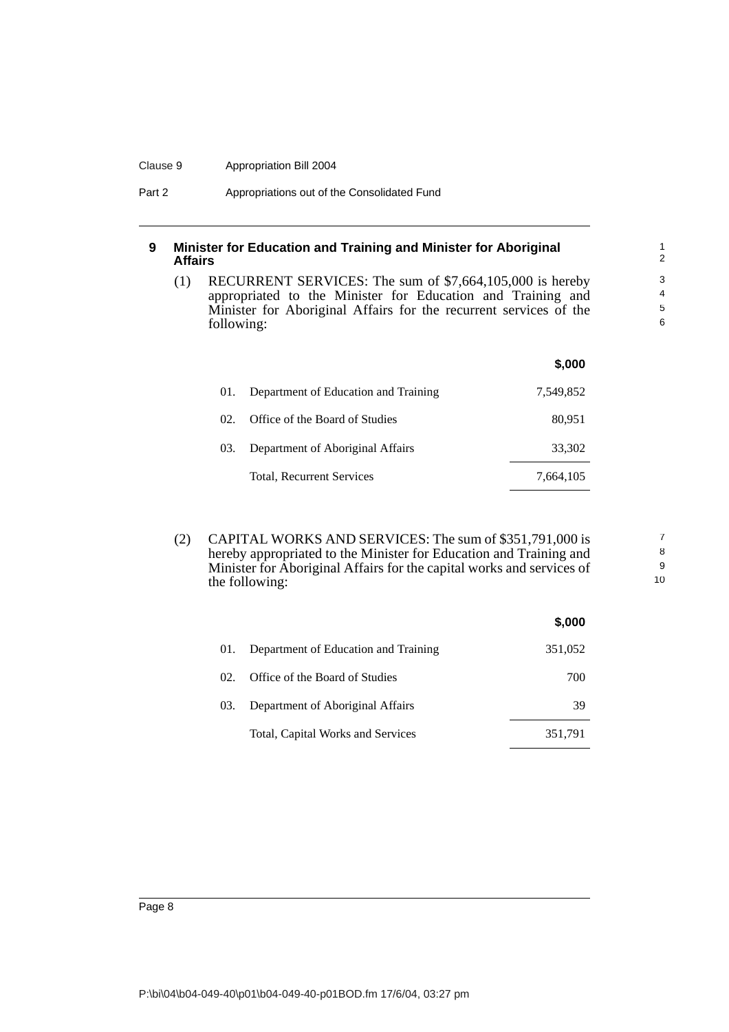## 9 Minister for Education and Training and Minister for Aboriginal Affairs

(1) RECURRENT SERVICES: The sum of $7,664,105,000 is hereby appropriated to the Minister for Education and Training and Minister for Aboriginal Affairs for the recurrent services of the following:

| | | $,000 |
|---|---|---|
| 01. | Department of Education and Training | 7,549,852 |
| 02. | Office of the Board of Studies | 80,951 |
| 03. | Department of Aboriginal Affairs | 33,302 |
| | Total, Recurrent Services | 7,664,105 |

(2) CAPITAL WORKS AND SERVICES: The sum of $351,791,000 is hereby appropriated to the Minister for Education and Training and Minister for Aboriginal Affairs for the capital works and services of the following:

| | | $,000 |
|---|---|---|
| 01. | Department of Education and Training | 351,052 |
| 02. | Office of the Board of Studies | 700 |
| 03. | Department of Aboriginal Affairs | 39 |
| | Total, Capital Works and Services | 351,791 |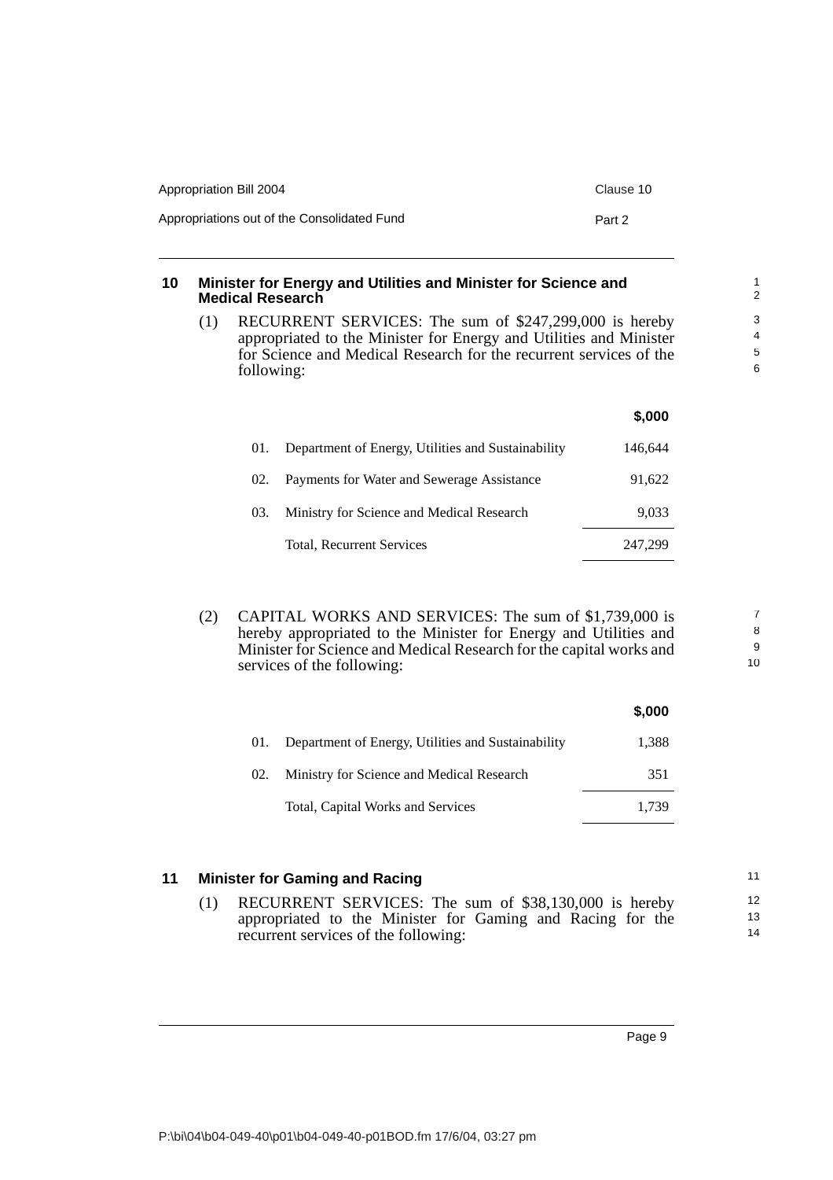## 10 Minister for Energy and Utilities and Minister for Science and Medical Research

(1) RECURRENT SERVICES: The sum of $247,299,000 is hereby appropriated to the Minister for Energy and Utilities and Minister for Science and Medical Research for the recurrent services of the following:

| | | $,000 |
|---|---|---|
| 01. | Department of Energy, Utilities and Sustainability | 146,644 |
| 02. | Payments for Water and Sewerage Assistance | 91,622 |
| 03. | Ministry for Science and Medical Research | 9,033 |
| | Total, Recurrent Services | 247,299 |

(2) CAPITAL WORKS AND SERVICES: The sum of $1,739,000 is hereby appropriated to the Minister for Energy and Utilities and Minister for Science and Medical Research for the capital works and services of the following:

| | | $,000 |
|---|---|---|
| 01. | Department of Energy, Utilities and Sustainability | 1,388 |
| 02. | Ministry for Science and Medical Research | 351 |
| | Total, Capital Works and Services | 1,739 |

## 11 Minister for Gaming and Racing

(1) RECURRENT SERVICES: The sum of $38,130,000 is hereby appropriated to the Minister for Gaming and Racing for the recurrent services of the following: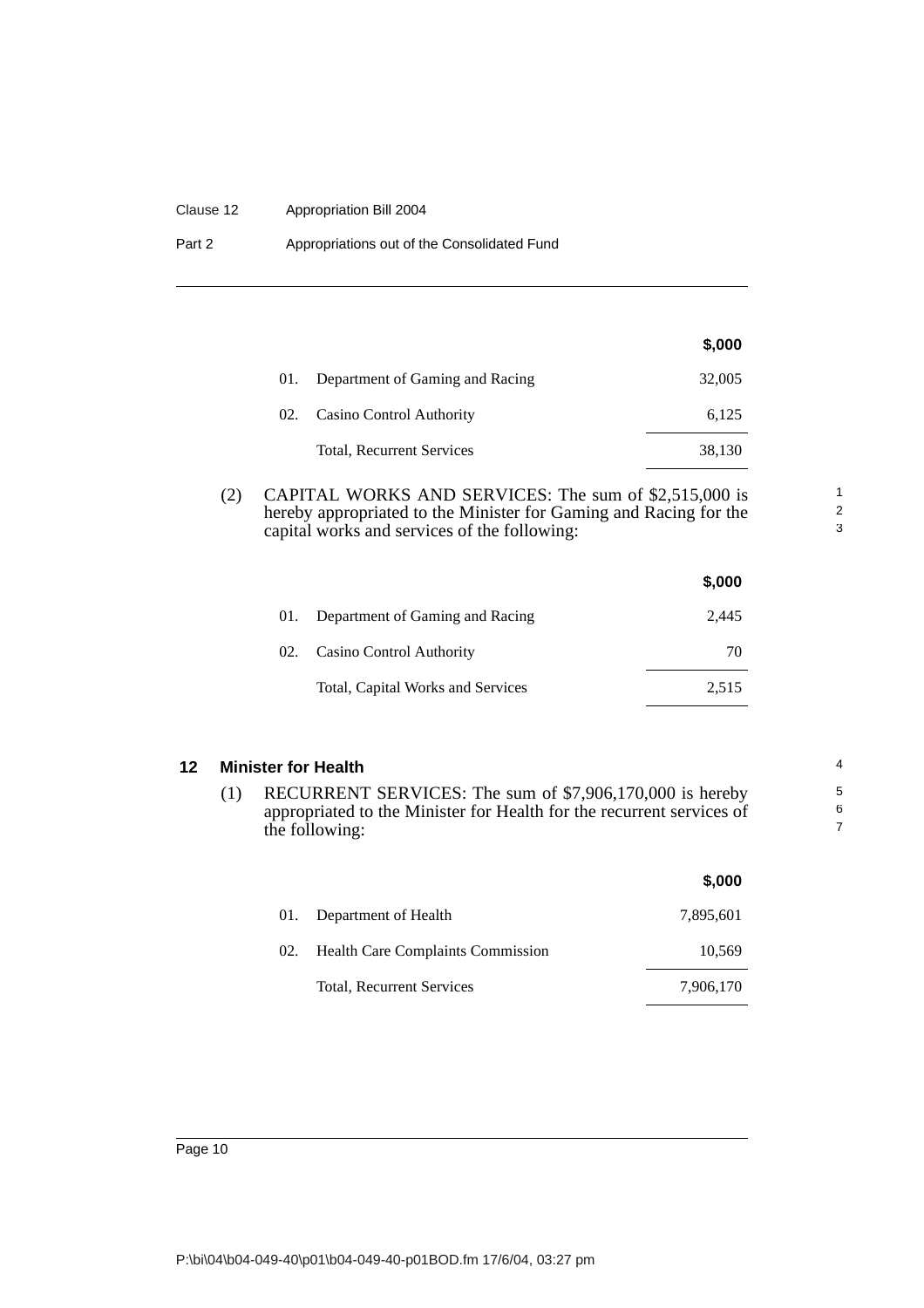| | | $,000 |
|---|---|---|
| 01. | Department of Gaming and Racing | 32,005 |
| 02. | Casino Control Authority | 6,125 |
| | Total, Recurrent Services | 38,130 |

(2) CAPITAL WORKS AND SERVICES: The sum of $2,515,000 is hereby appropriated to the Minister for Gaming and Racing for the capital works and services of the following:

| | | $,000 |
|---|---|---|
| 01. | Department of Gaming and Racing | 2,445 |
| 02. | Casino Control Authority | 70 |
| | Total, Capital Works and Services | 2,515 |

## 12 Minister for Health

(1) RECURRENT SERVICES: The sum of $7,906,170,000 is hereby appropriated to the Minister for Health for the recurrent services of the following:

| | | $,000 |
|---|---|---|
| 01. | Department of Health | 7,895,601 |
| 02. | Health Care Complaints Commission | 10,569 |
| | Total, Recurrent Services | 7,906,170 |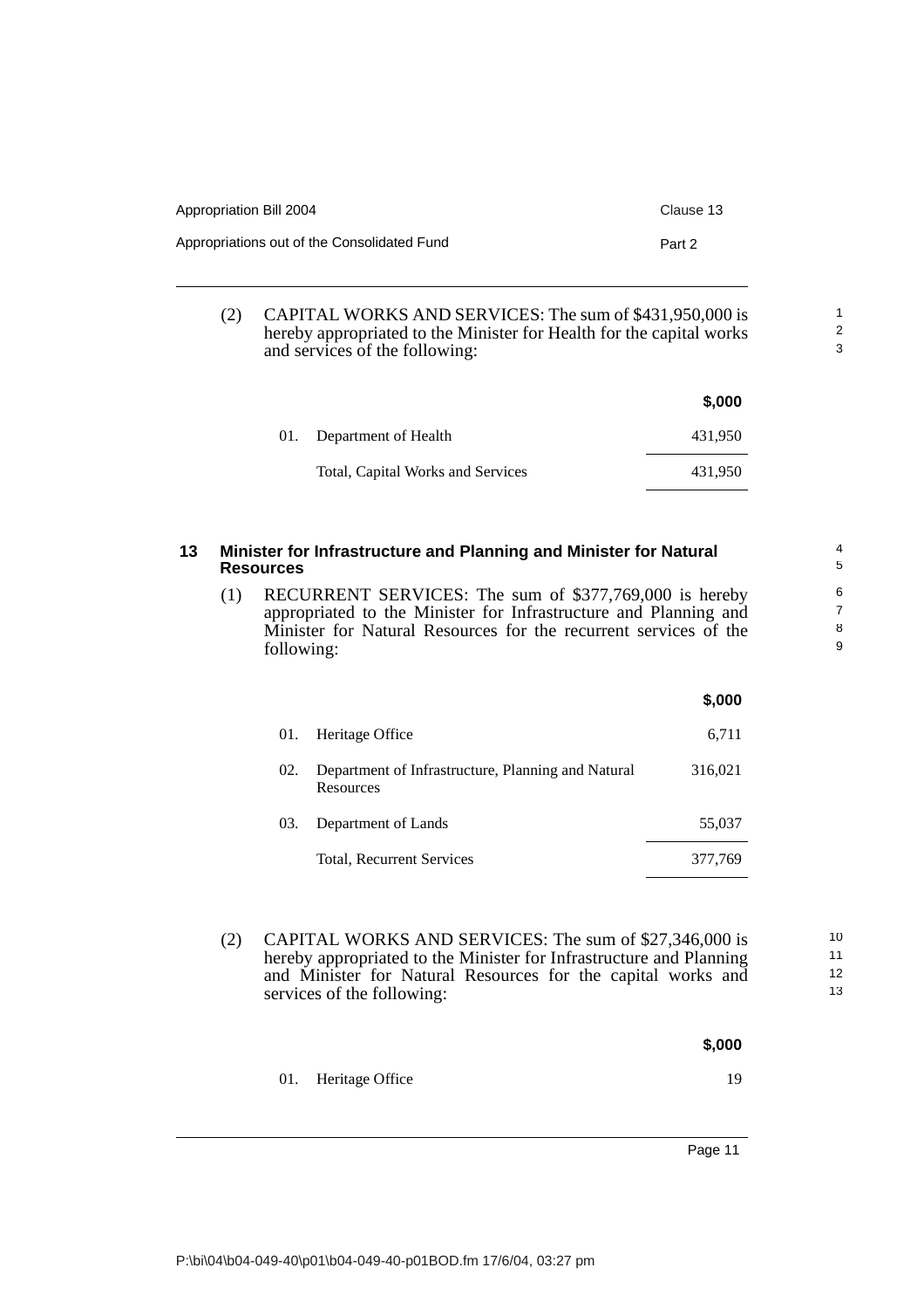(2) CAPITAL WORKS AND SERVICES: The sum of $431,950,000 is hereby appropriated to the Minister for Health for the capital works and services of the following:

| | | $,000 |
|---|---|---|
| 01. | Department of Health | 431,950 |
| | Total, Capital Works and Services | 431,950 |

### 13 Minister for Infrastructure and Planning and Minister for Natural Resources

(1) RECURRENT SERVICES: The sum of $377,769,000 is hereby appropriated to the Minister for Infrastructure and Planning and Minister for Natural Resources for the recurrent services of the following:

| | | $,000 |
|---|---|---|
| 01. | Heritage Office | 6,711 |
| 02. | Department of Infrastructure, Planning and Natural Resources | 316,021 |
| 03. | Department of Lands | 55,037 |
| | Total, Recurrent Services | 377,769 |

(2) CAPITAL WORKS AND SERVICES: The sum of $27,346,000 is hereby appropriated to the Minister for Infrastructure and Planning and Minister for Natural Resources for the capital works and services of the following:

| | | $,000 |
|---|---|---|
| 01. | Heritage Office | 19 |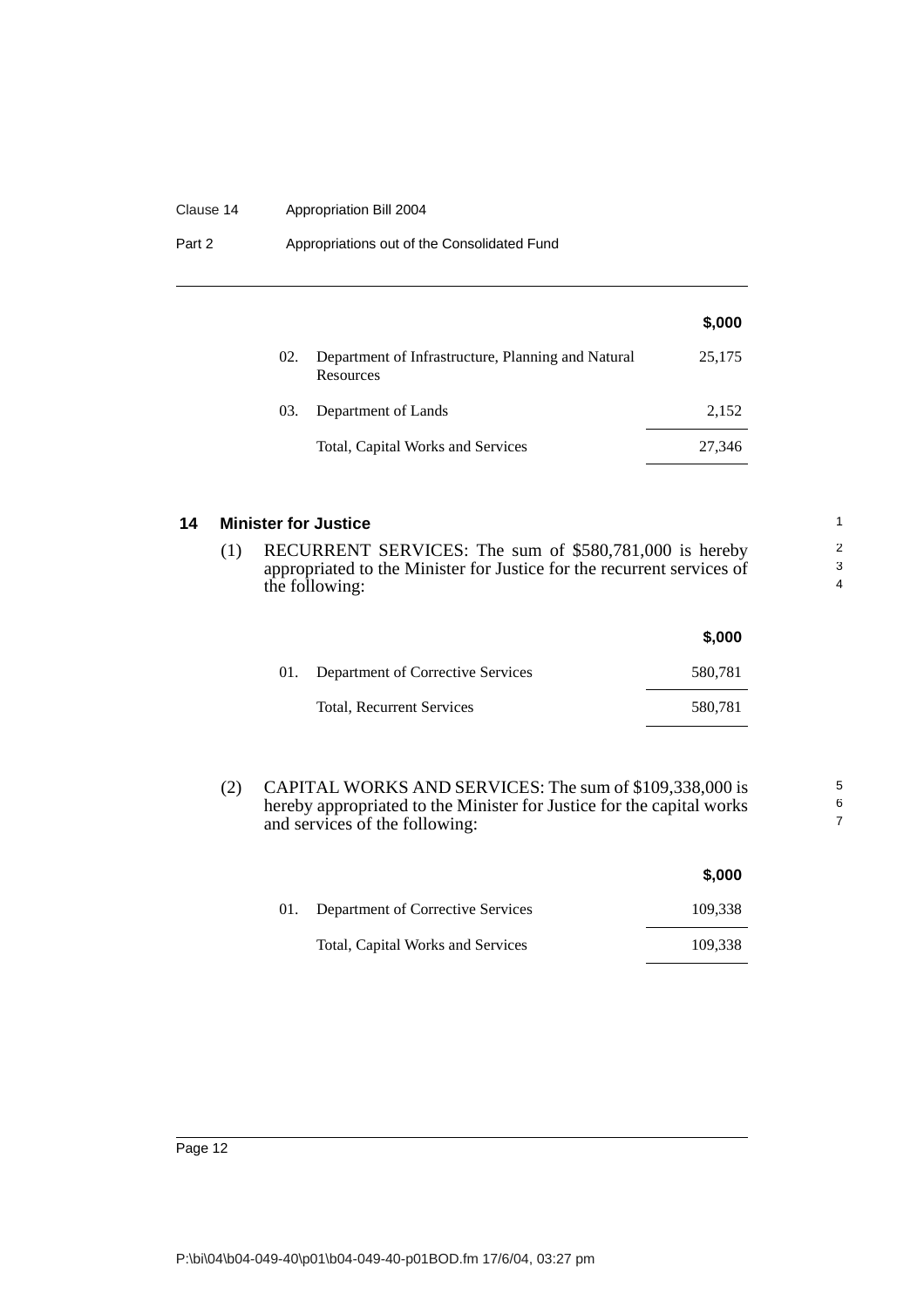| | | $,000 |
|---|---|---|
| 02. | Department of Infrastructure, Planning and Natural Resources | 25,175 |
| 03. | Department of Lands | 2,152 |
| | Total, Capital Works and Services | 27,346 |

## 14 Minister for Justice

(1) RECURRENT SERVICES: The sum of $580,781,000 is hereby appropriated to the Minister for Justice for the recurrent services of the following:

| | | $,000 |
|---|---|---|
| 01. | Department of Corrective Services | 580,781 |
| | Total, Recurrent Services | 580,781 |

(2) CAPITAL WORKS AND SERVICES: The sum of $109,338,000 is hereby appropriated to the Minister for Justice for the capital works and services of the following:

| | | $,000 |
|---|---|---|
| 01. | Department of Corrective Services | 109,338 |
| | Total, Capital Works and Services | 109,338 |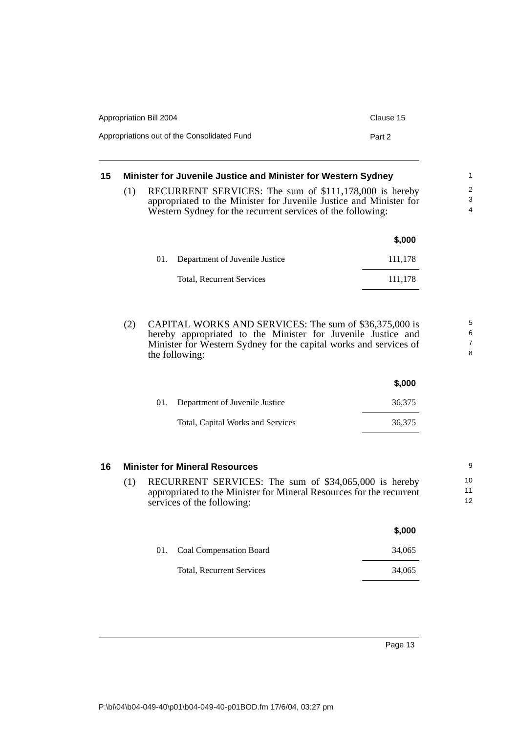## 15 Minister for Juvenile Justice and Minister for Western Sydney

(1) RECURRENT SERVICES: The sum of $111,178,000 is hereby appropriated to the Minister for Juvenile Justice and Minister for Western Sydney for the recurrent services of the following:

| | | $,000 |
|---|---|---|
| 01. | Department of Juvenile Justice | 111,178 |
| | Total, Recurrent Services | 111,178 |

(2) CAPITAL WORKS AND SERVICES: The sum of $36,375,000 is hereby appropriated to the Minister for Juvenile Justice and Minister for Western Sydney for the capital works and services of the following:

| | | $,000 |
|---|---|---|
| 01. | Department of Juvenile Justice | 36,375 |
| | Total, Capital Works and Services | 36,375 |

## 16 Minister for Mineral Resources

(1) RECURRENT SERVICES: The sum of $34,065,000 is hereby appropriated to the Minister for Mineral Resources for the recurrent services of the following:

| | | $,000 |
|---|---|---|
| 01. | Coal Compensation Board | 34,065 |
| | Total, Recurrent Services | 34,065 |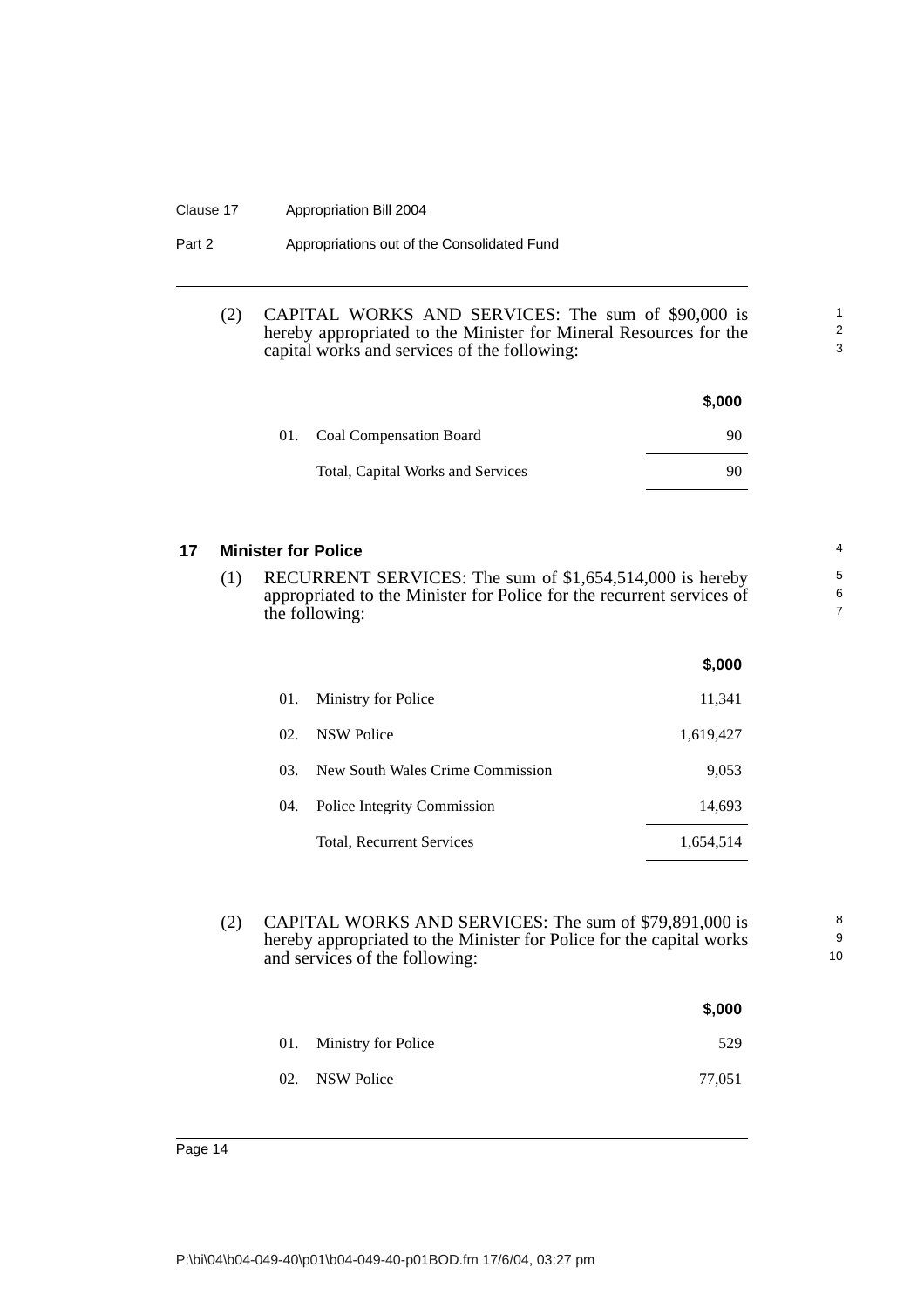(2) CAPITAL WORKS AND SERVICES: The sum of $90,000 is hereby appropriated to the Minister for Mineral Resources for the capital works and services of the following:

| | | $,000 |
|---|---|---|
| 01. | Coal Compensation Board | 90 |
| | Total, Capital Works and Services | 90 |

## 17 Minister for Police

(1) RECURRENT SERVICES: The sum of $1,654,514,000 is hereby appropriated to the Minister for Police for the recurrent services of the following:

| | | $,000 |
|---|---|---|
| 01. | Ministry for Police | 11,341 |
| 02. | NSW Police | 1,619,427 |
| 03. | New South Wales Crime Commission | 9,053 |
| 04. | Police Integrity Commission | 14,693 |
| | Total, Recurrent Services | 1,654,514 |

(2) CAPITAL WORKS AND SERVICES: The sum of $79,891,000 is hereby appropriated to the Minister for Police for the capital works and services of the following:

| | | $,000 |
|---|---|---|
| 01. | Ministry for Police | 529 |
| 02. | NSW Police | 77,051 |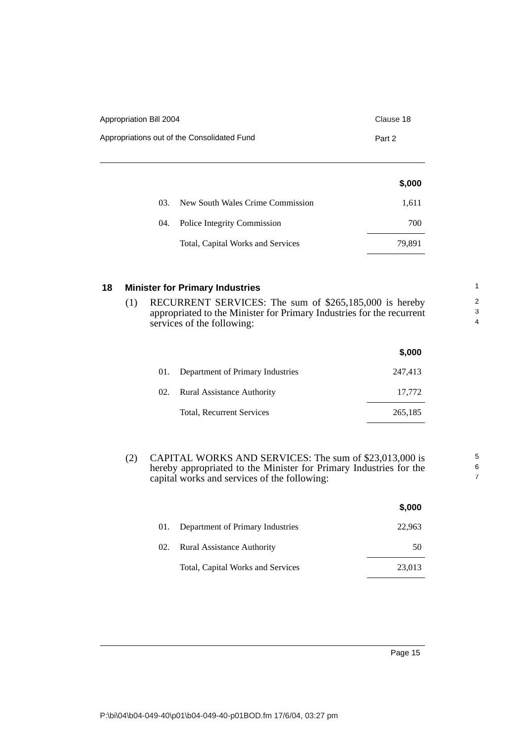| | | $,000 |
|---|---|---|
| 03. | New South Wales Crime Commission | 1,611 |
| 04. | Police Integrity Commission | 700 |
| | Total, Capital Works and Services | 79,891 |

## 18 Minister for Primary Industries

(1) RECURRENT SERVICES: The sum of $265,185,000 is hereby appropriated to the Minister for Primary Industries for the recurrent services of the following:

| | | $,000 |
|---|---|---|
| 01. | Department of Primary Industries | 247,413 |
| 02. | Rural Assistance Authority | 17,772 |
| | Total, Recurrent Services | 265,185 |

(2) CAPITAL WORKS AND SERVICES: The sum of $23,013,000 is hereby appropriated to the Minister for Primary Industries for the capital works and services of the following:

| | | $,000 |
|---|---|---|
| 01. | Department of Primary Industries | 22,963 |
| 02. | Rural Assistance Authority | 50 |
| | Total, Capital Works and Services | 23,013 |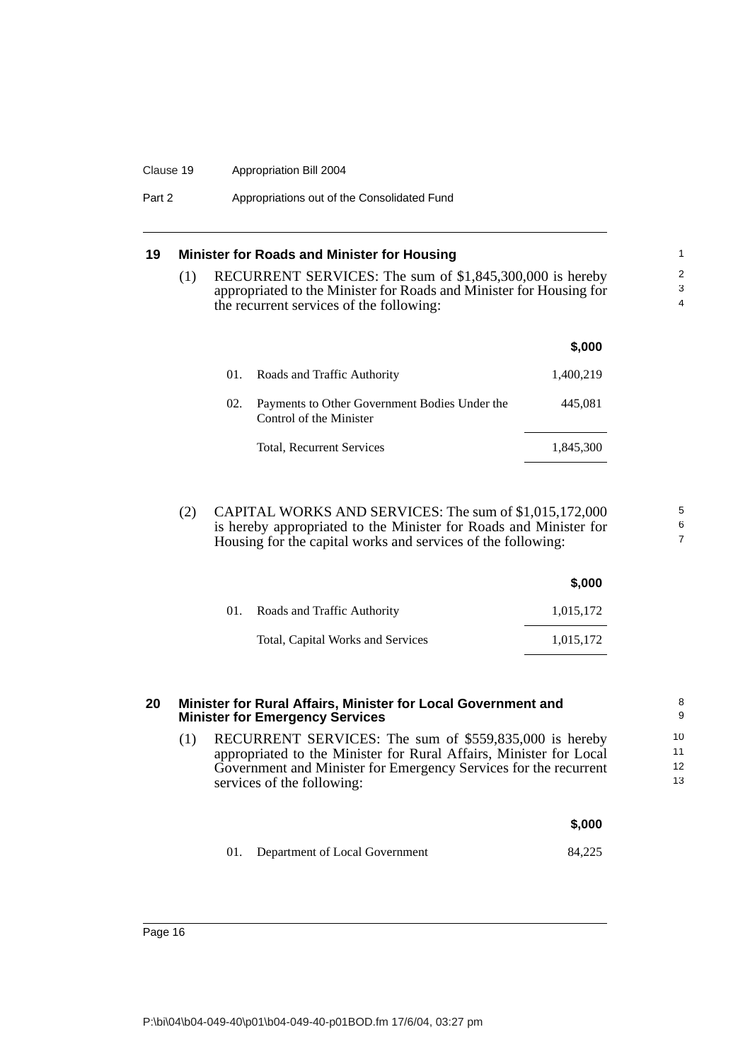## 19 Minister for Roads and Minister for Housing

(1) RECURRENT SERVICES: The sum of $1,845,300,000 is hereby appropriated to the Minister for Roads and Minister for Housing for the recurrent services of the following:

| | | $,000 |
|---|---|---|
| 01. | Roads and Traffic Authority | 1,400,219 |
| 02. | Payments to Other Government Bodies Under the Control of the Minister | 445,081 |
| | Total, Recurrent Services | 1,845,300 |

(2) CAPITAL WORKS AND SERVICES: The sum of $1,015,172,000 is hereby appropriated to the Minister for Roads and Minister for Housing for the capital works and services of the following:

| | | $,000 |
|---|---|---|
| 01. | Roads and Traffic Authority | 1,015,172 |
| | Total, Capital Works and Services | 1,015,172 |

## 20 Minister for Rural Affairs, Minister for Local Government and Minister for Emergency Services

(1) RECURRENT SERVICES: The sum of $559,835,000 is hereby appropriated to the Minister for Rural Affairs, Minister for Local Government and Minister for Emergency Services for the recurrent services of the following:

| | | $,000 |
|---|---|---|
| 01. | Department of Local Government | 84,225 |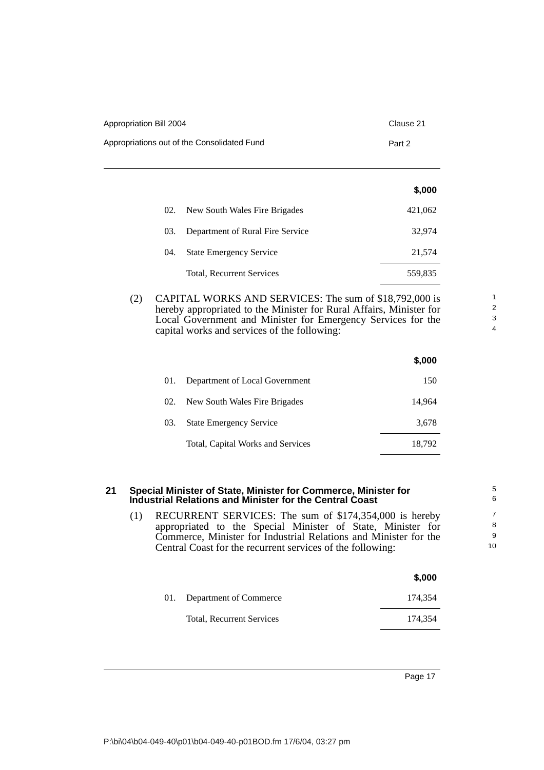| | | $,000 |
|---|---|---|
| 02. | New South Wales Fire Brigades | 421,062 |
| 03. | Department of Rural Fire Service | 32,974 |
| 04. | State Emergency Service | 21,574 |
| | Total, Recurrent Services | 559,835 |

(2) CAPITAL WORKS AND SERVICES: The sum of $18,792,000 is hereby appropriated to the Minister for Rural Affairs, Minister for Local Government and Minister for Emergency Services for the capital works and services of the following:

| | | $,000 |
|---|---|---|
| 01. | Department of Local Government | 150 |
| 02. | New South Wales Fire Brigades | 14,964 |
| 03. | State Emergency Service | 3,678 |
| | Total, Capital Works and Services | 18,792 |

### 21 Special Minister of State, Minister for Commerce, Minister for Industrial Relations and Minister for the Central Coast

(1) RECURRENT SERVICES: The sum of $174,354,000 is hereby appropriated to the Special Minister of State, Minister for Commerce, Minister for Industrial Relations and Minister for the Central Coast for the recurrent services of the following:

| | | $,000 |
|---|---|---|
| 01. | Department of Commerce | 174,354 |
| | Total, Recurrent Services | 174,354 |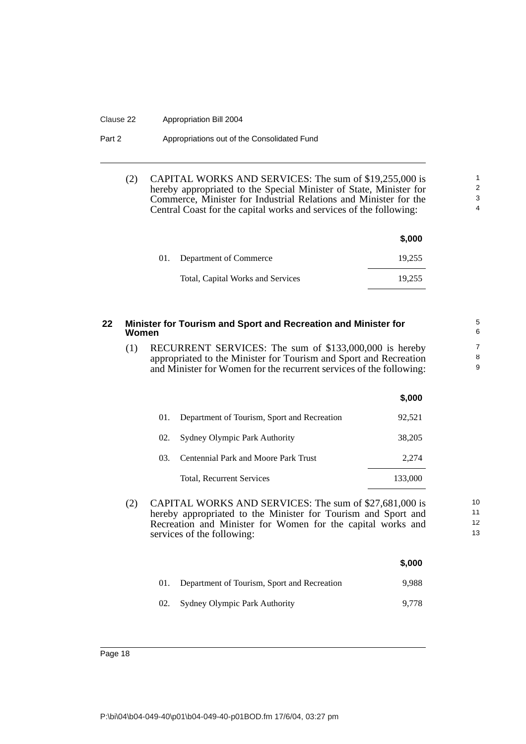(2) CAPITAL WORKS AND SERVICES: The sum of $19,255,000 is hereby appropriated to the Special Minister of State, Minister for Commerce, Minister for Industrial Relations and Minister for the Central Coast for the capital works and services of the following:

| | | $,000 |
|---|---|---|
| 01. | Department of Commerce | 19,255 |
| | Total, Capital Works and Services | 19,255 |

### 22 Minister for Tourism and Sport and Recreation and Minister for Women

(1) RECURRENT SERVICES: The sum of $133,000,000 is hereby appropriated to the Minister for Tourism and Sport and Recreation and Minister for Women for the recurrent services of the following:

| | | $,000 |
|---|---|---|
| 01. | Department of Tourism, Sport and Recreation | 92,521 |
| 02. | Sydney Olympic Park Authority | 38,205 |
| 03. | Centennial Park and Moore Park Trust | 2,274 |
| | Total, Recurrent Services | 133,000 |

(2) CAPITAL WORKS AND SERVICES: The sum of $27,681,000 is hereby appropriated to the Minister for Tourism and Sport and Recreation and Minister for Women for the capital works and services of the following:

| | | $,000 |
|---|---|---|
| 01. | Department of Tourism, Sport and Recreation | 9,988 |
| 02. | Sydney Olympic Park Authority | 9,778 |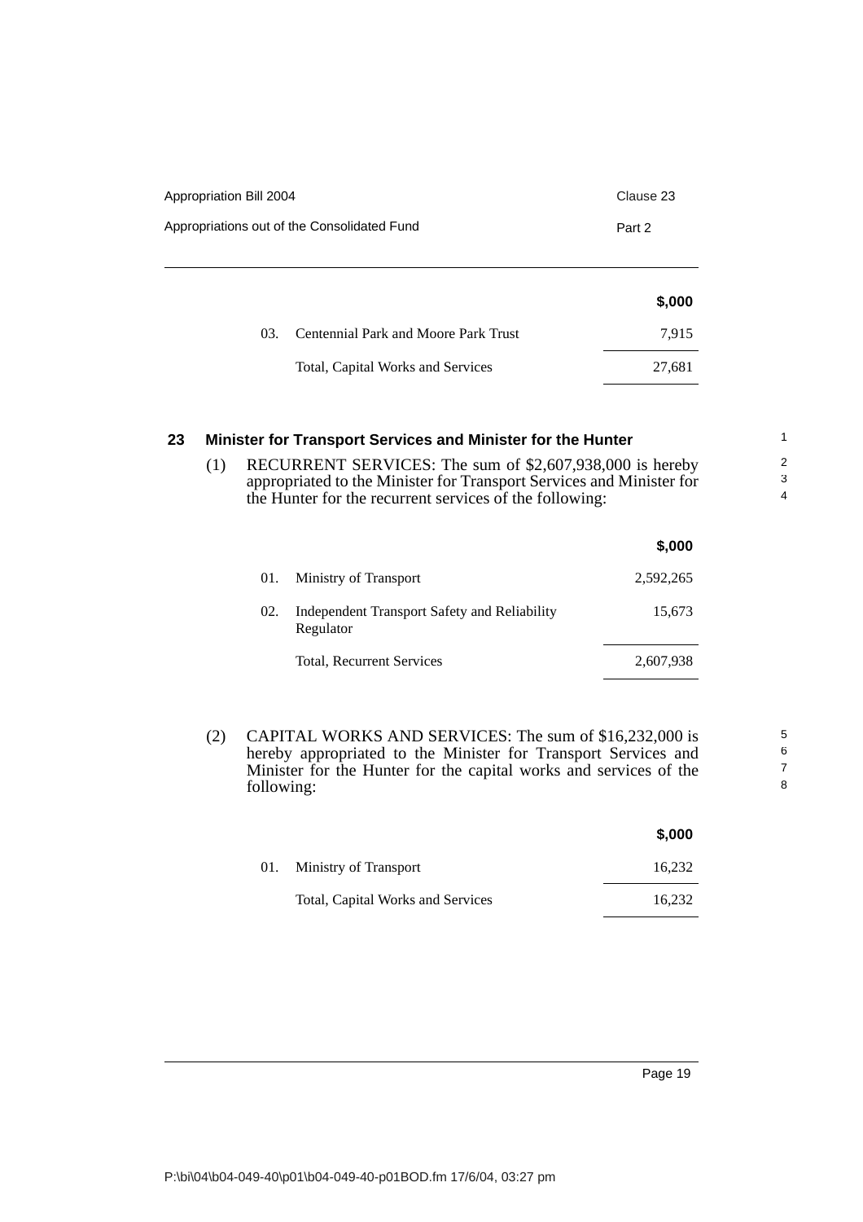| | | $,000 |
|---|---|---|
| 03. | Centennial Park and Moore Park Trust | 7,915 |
| | Total, Capital Works and Services | 27,681 |

## 23 Minister for Transport Services and Minister for the Hunter

(1) RECURRENT SERVICES: The sum of $2,607,938,000 is hereby appropriated to the Minister for Transport Services and Minister for the Hunter for the recurrent services of the following:

| | | $,000 |
|---|---|---|
| 01. | Ministry of Transport | 2,592,265 |
| 02. | Independent Transport Safety and Reliability Regulator | 15,673 |
| | Total, Recurrent Services | 2,607,938 |

(2) CAPITAL WORKS AND SERVICES: The sum of $16,232,000 is hereby appropriated to the Minister for Transport Services and Minister for the Hunter for the capital works and services of the following:

| | | $,000 |
|---|---|---|
| 01. | Ministry of Transport | 16,232 |
| | Total, Capital Works and Services | 16,232 |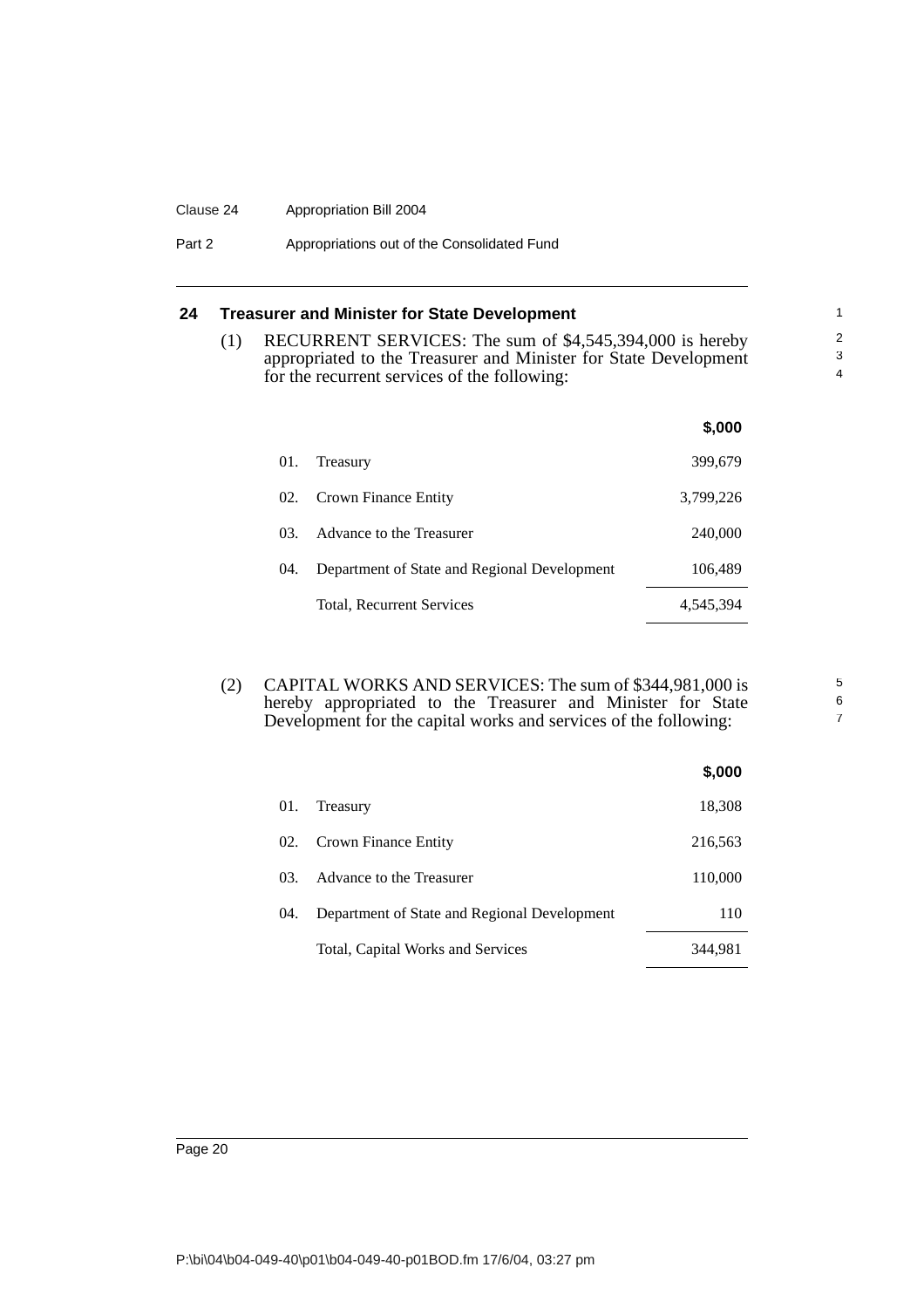## 24 Treasurer and Minister for State Development

(1) RECURRENT SERVICES: The sum of $4,545,394,000 is hereby appropriated to the Treasurer and Minister for State Development for the recurrent services of the following:

| | | $,000 |
|---|---|---|
| 01. | Treasury | 399,679 |
| 02. | Crown Finance Entity | 3,799,226 |
| 03. | Advance to the Treasurer | 240,000 |
| 04. | Department of State and Regional Development | 106,489 |
| | Total, Recurrent Services | 4,545,394 |

(2) CAPITAL WORKS AND SERVICES: The sum of $344,981,000 is hereby appropriated to the Treasurer and Minister for State Development for the capital works and services of the following:

| | | $,000 |
|---|---|---|
| 01. | Treasury | 18,308 |
| 02. | Crown Finance Entity | 216,563 |
| 03. | Advance to the Treasurer | 110,000 |
| 04. | Department of State and Regional Development | 110 |
| | Total, Capital Works and Services | 344,981 |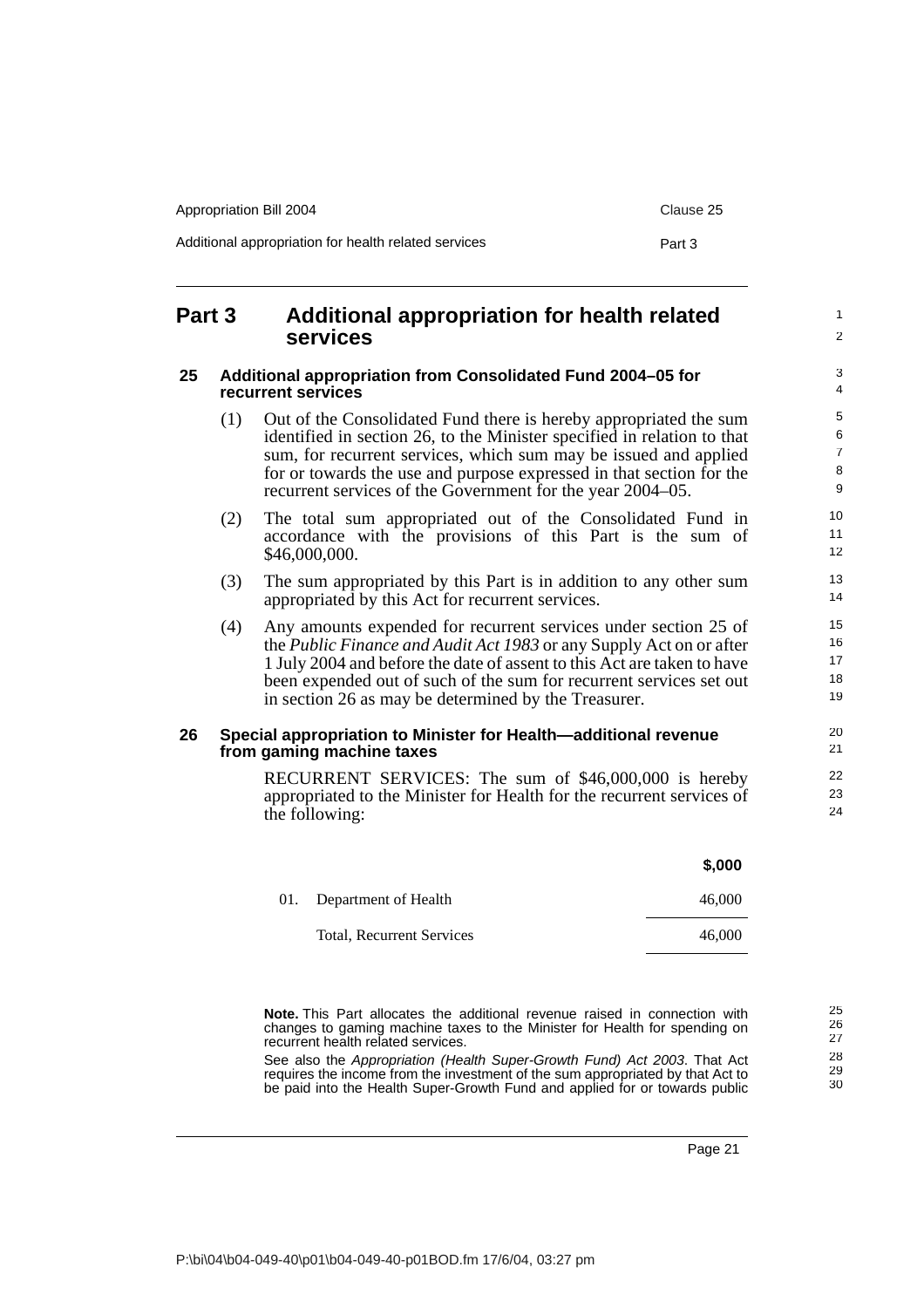# Part 3 Additional appropriation for health related services

## 25 Additional appropriation from Consolidated Fund 2004–05 for recurrent services

(1) Out of the Consolidated Fund there is hereby appropriated the sum identified in section 26, to the Minister specified in relation to that sum, for recurrent services, which sum may be issued and applied for or towards the use and purpose expressed in that section for the recurrent services of the Government for the year 2004–05.

(2) The total sum appropriated out of the Consolidated Fund in accordance with the provisions of this Part is the sum of $46,000,000.

(3) The sum appropriated by this Part is in addition to any other sum appropriated by this Act for recurrent services.

(4) Any amounts expended for recurrent services under section 25 of the *Public Finance and Audit Act 1983* or any Supply Act on or after 1 July 2004 and before the date of assent to this Act are taken to have been expended out of such of the sum for recurrent services set out in section 26 as may be determined by the Treasurer.

## 26 Special appropriation to Minister for Health—additional revenue from gaming machine taxes

RECURRENT SERVICES: The sum of $46,000,000 is hereby appropriated to the Minister for Health for the recurrent services of the following:

| | | **$,000** |
|---|---|---|
| 01. | Department of Health | 46,000 |
| | Total, Recurrent Services | 46,000 |

**Note.** This Part allocates the additional revenue raised in connection with changes to gaming machine taxes to the Minister for Health for spending on recurrent health related services.

See also the *Appropriation (Health Super-Growth Fund) Act 2003*. That Act requires the income from the investment of the sum appropriated by that Act to be paid into the Health Super-Growth Fund and applied for or towards public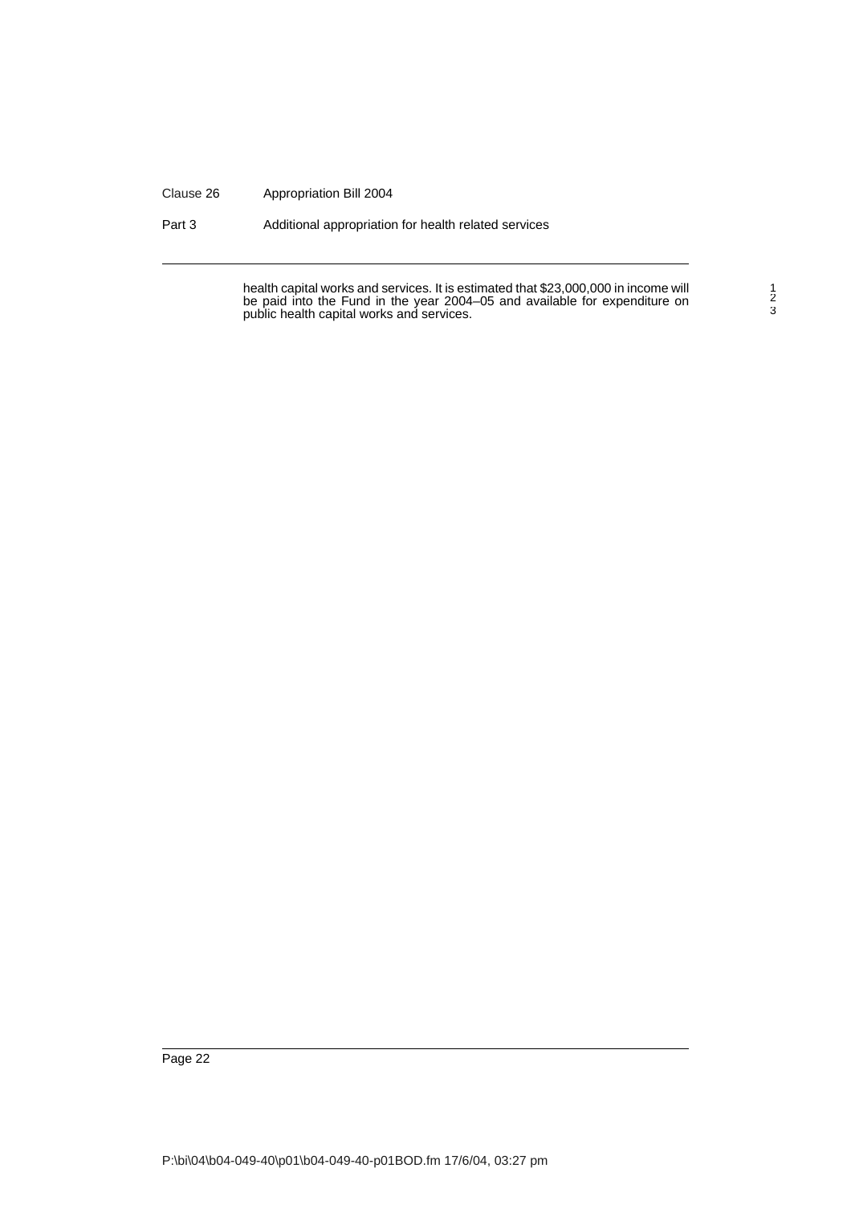health capital works and services. It is estimated that $23,000,000 in income will be paid into the Fund in the year 2004–05 and available for expenditure on public health capital works and services.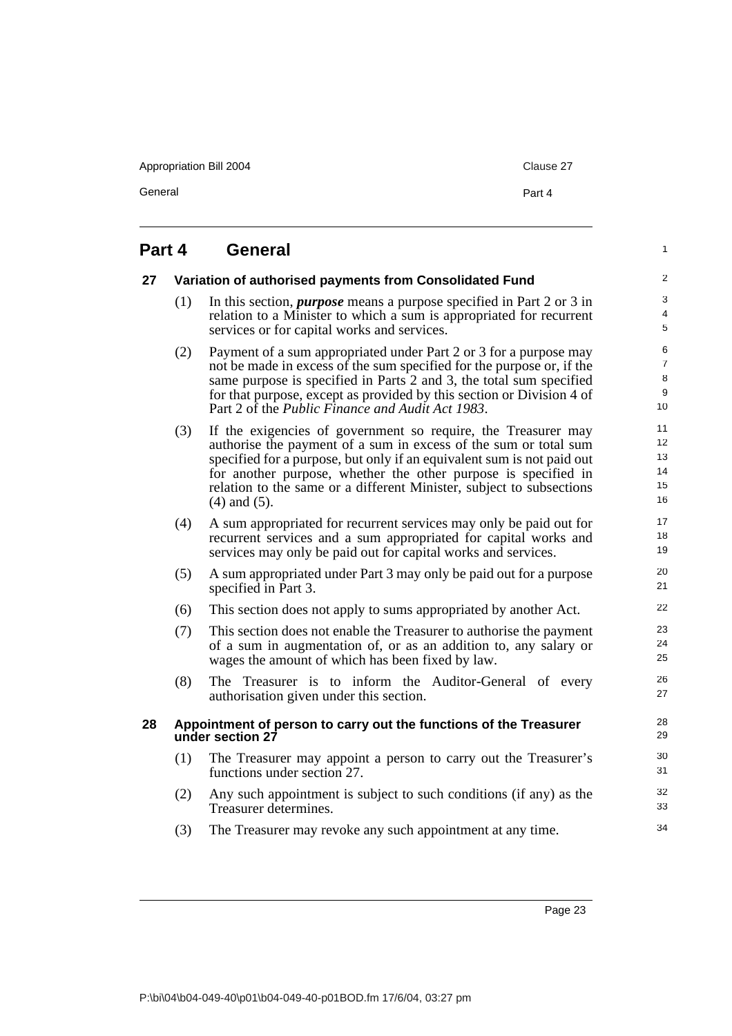# Part 4 General

## 27 Variation of authorised payments from Consolidated Fund

(1) In this section, ***purpose*** means a purpose specified in Part 2 or 3 in relation to a Minister to which a sum is appropriated for recurrent services or for capital works and services.

(2) Payment of a sum appropriated under Part 2 or 3 for a purpose may not be made in excess of the sum specified for the purpose or, if the same purpose is specified in Parts 2 and 3, the total sum specified for that purpose, except as provided by this section or Division 4 of Part 2 of the *Public Finance and Audit Act 1983*.

(3) If the exigencies of government so require, the Treasurer may authorise the payment of a sum in excess of the sum or total sum specified for a purpose, but only if an equivalent sum is not paid out for another purpose, whether the other purpose is specified in relation to the same or a different Minister, subject to subsections (4) and (5).

(4) A sum appropriated for recurrent services may only be paid out for recurrent services and a sum appropriated for capital works and services may only be paid out for capital works and services.

(5) A sum appropriated under Part 3 may only be paid out for a purpose specified in Part 3.

(6) This section does not apply to sums appropriated by another Act.

(7) This section does not enable the Treasurer to authorise the payment of a sum in augmentation of, or as an addition to, any salary or wages the amount of which has been fixed by law.

(8) The Treasurer is to inform the Auditor-General of every authorisation given under this section.

## 28 Appointment of person to carry out the functions of the Treasurer under section 27

(1) The Treasurer may appoint a person to carry out the Treasurer's functions under section 27.

(2) Any such appointment is subject to such conditions (if any) as the Treasurer determines.

(3) The Treasurer may revoke any such appointment at any time.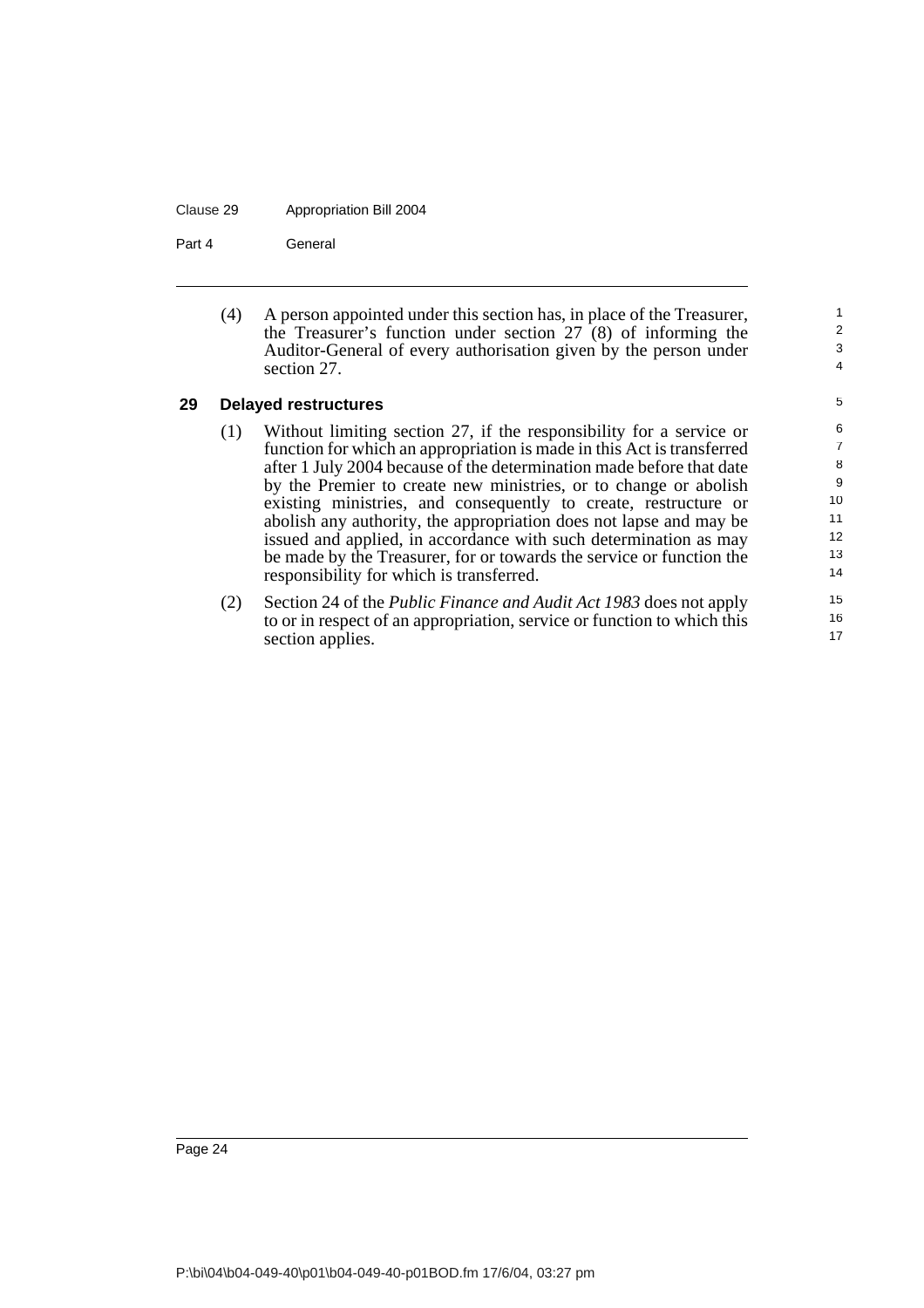(4) A person appointed under this section has, in place of the Treasurer, the Treasurer's function under section 27 (8) of informing the Auditor-General of every authorisation given by the person under section 27.

### 29 Delayed restructures

(1) Without limiting section 27, if the responsibility for a service or function for which an appropriation is made in this Act is transferred after 1 July 2004 because of the determination made before that date by the Premier to create new ministries, or to change or abolish existing ministries, and consequently to create, restructure or abolish any authority, the appropriation does not lapse and may be issued and applied, in accordance with such determination as may be made by the Treasurer, for or towards the service or function the responsibility for which is transferred.

(2) Section 24 of the *Public Finance and Audit Act 1983* does not apply to or in respect of an appropriation, service or function to which this section applies.